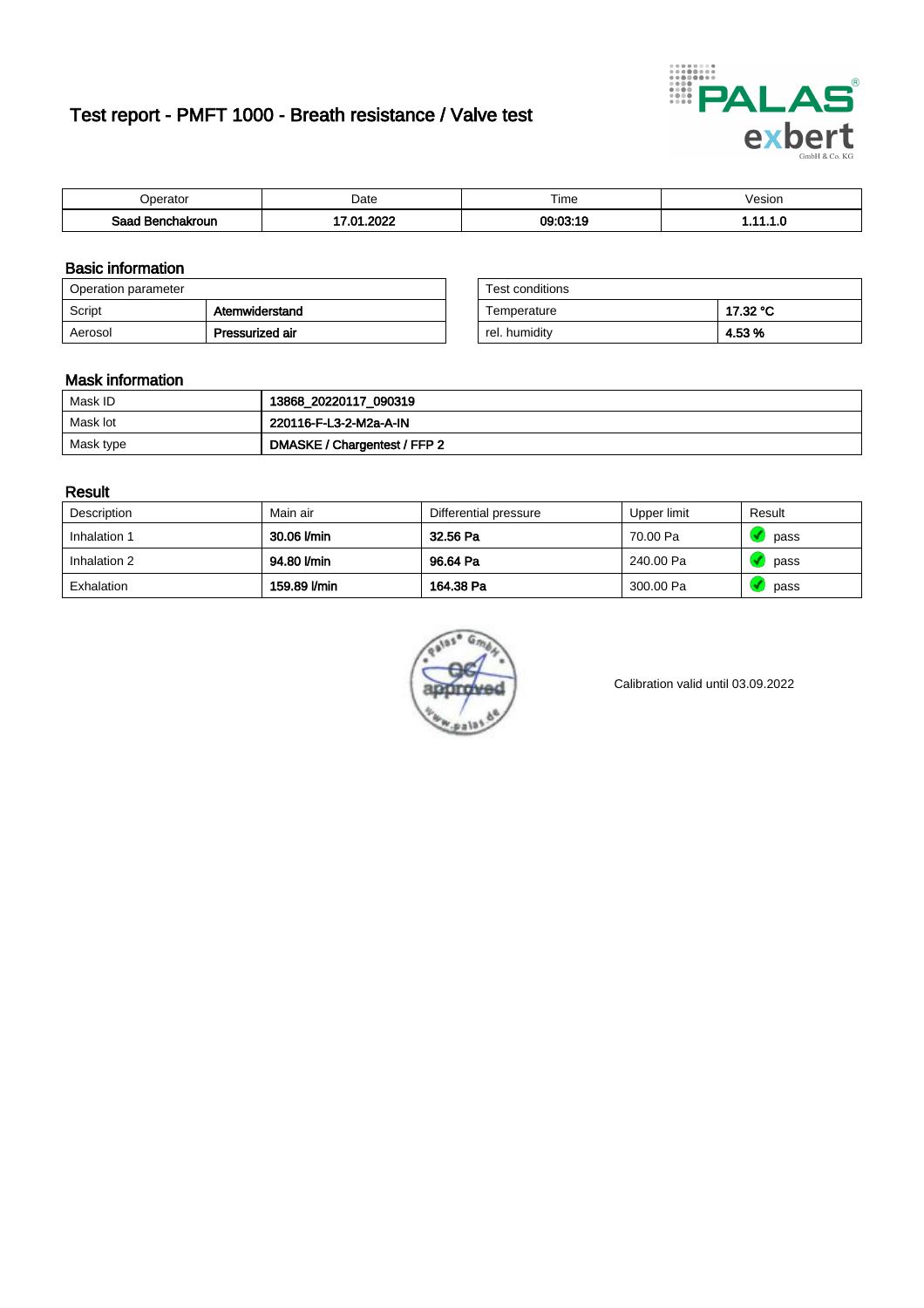# Test report - PMFT 1000 - Breath resistance / Valve test

| Operator | Date | Time | Vesion |
|---|---|---|---|
| **Saad Benchakroun** | **17.01.2022** | **09:03:19** | **1.11.1.0** |

## Basic information

| Operation parameter | |
|---|---|
| Script | **Atemwiderstand** |
| Aerosol | **Pressurized air** |

| Test conditions | |
|---|---|
| Temperature | **17.32 °C** |
| rel. humidity | **4.53 %** |

## Mask information

| | |
|---|---|
| Mask ID | **13868_20220117_090319** |
| Mask lot | **220116-F-L3-2-M2a-A-IN** |
| Mask type | **DMASKE / Chargentest / FFP 2** |

## Result

| Description | Main air | Differential pressure | Upper limit | Result |
|---|---|---|---|---|
| Inhalation 1 | **30.06 l/min** | **32.56 Pa** | 70.00 Pa | pass |
| Inhalation 2 | **94.80 l/min** | **96.64 Pa** | 240.00 Pa | pass |
| Exhalation | **159.89 l/min** | **164.38 Pa** | 300.00 Pa | pass |

Calibration valid until 03.09.2022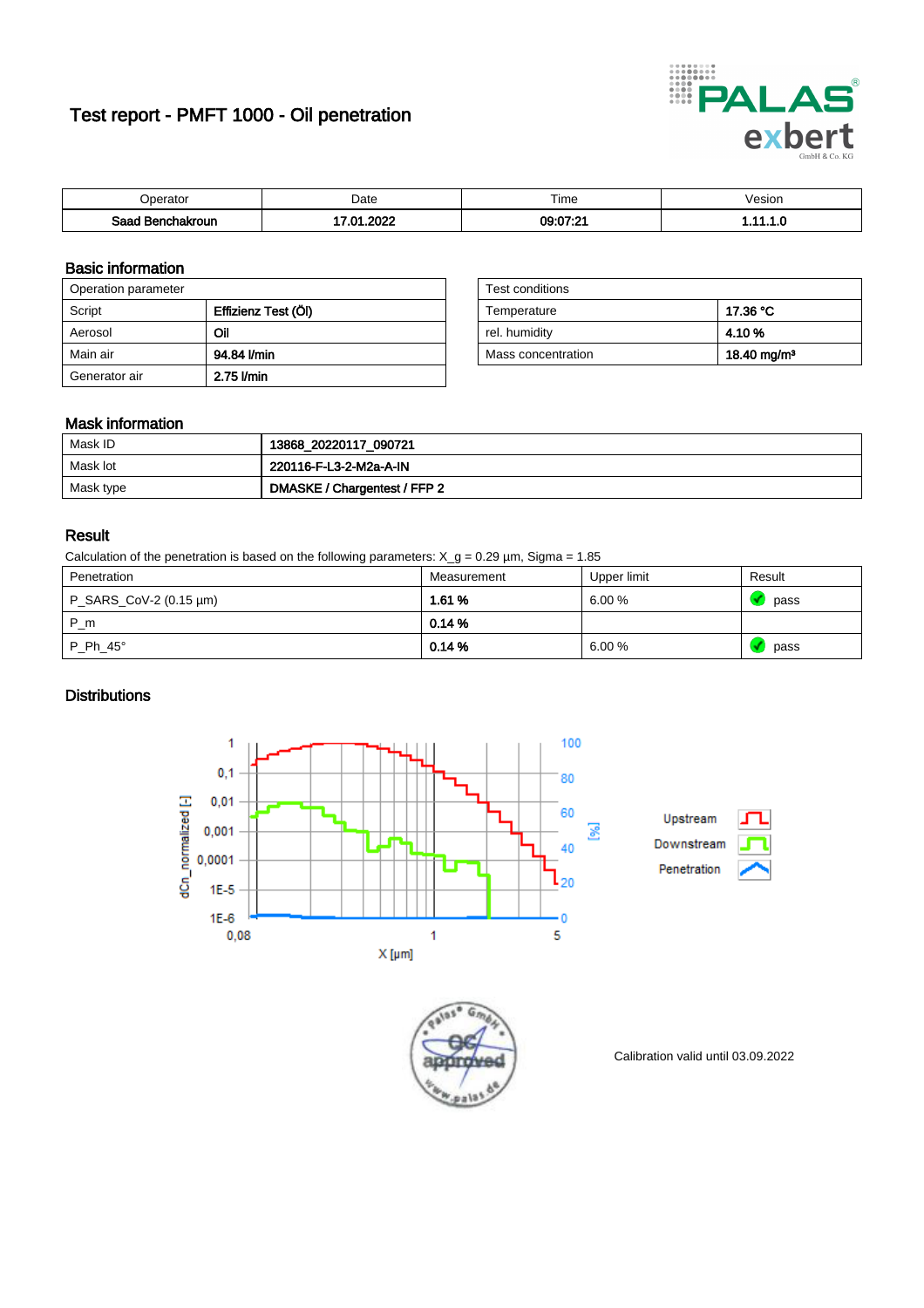# Test report - PMFT 1000 - Oil penetration

| Operator | Date | Time | Vesion |
|---|---|---|---|
| **Saad Benchakroun** | **17.01.2022** | **09:07:21** | **1.11.1.0** |

## Basic information

| Operation parameter | |
|---|---|
| Script | **Effizienz Test (Öl)** |
| Aerosol | **Oil** |
| Main air | **94.84 l/min** |
| Generator air | **2.75 l/min** |

| Test conditions | |
|---|---|
| Temperature | **17.36 °C** |
| rel. humidity | **4.10 %** |
| Mass concentration | **18.40 mg/m³** |

## Mask information

| | |
|---|---|
| Mask ID | **13868_20220117_090721** |
| Mask lot | **220116-F-L3-2-M2a-A-IN** |
| Mask type | **DMASKE / Chargentest / FFP 2** |

## Result

Calculation of the penetration is based on the following parameters: $X_g = 0.29$ µm, Sigma = 1.85

| Penetration | Measurement | Upper limit | Result |
|---|---|---|---|
| P_SARS_CoV-2 (0.15 µm) | **1.61 %** | 6.00 % | pass |
| P_m | **0.14 %** | | |
| P_Ph_45° | **0.14 %** | 6.00 % | pass |

## Distributions

dCn_normalized [-]

1
0,1
0,01
0,001
0,0001
1E-5
1E-6

0,08
1
5

X [µm]

[%]

100
80
60
40
20
0

Upstream
Downstream
Penetration

Calibration valid until 03.09.2022